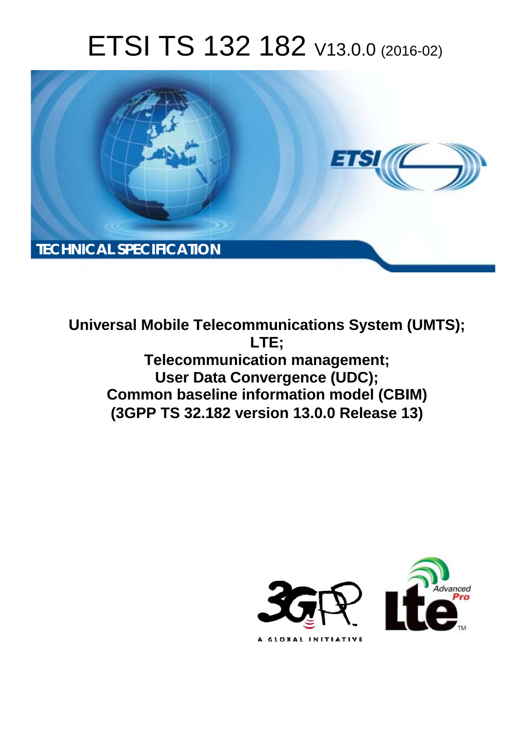# ETSI TS 132 182 V13.0.0 (2016-02)

TECHNICAL SPECIFICATION

**Universal Mobile Telecommunications System (UMTS); LTE; Telecommunication management; User Data Convergence (UDC); Common baseline information model (CBIM) (3GPP TS 32.182 version 13.0.0 Release 13)**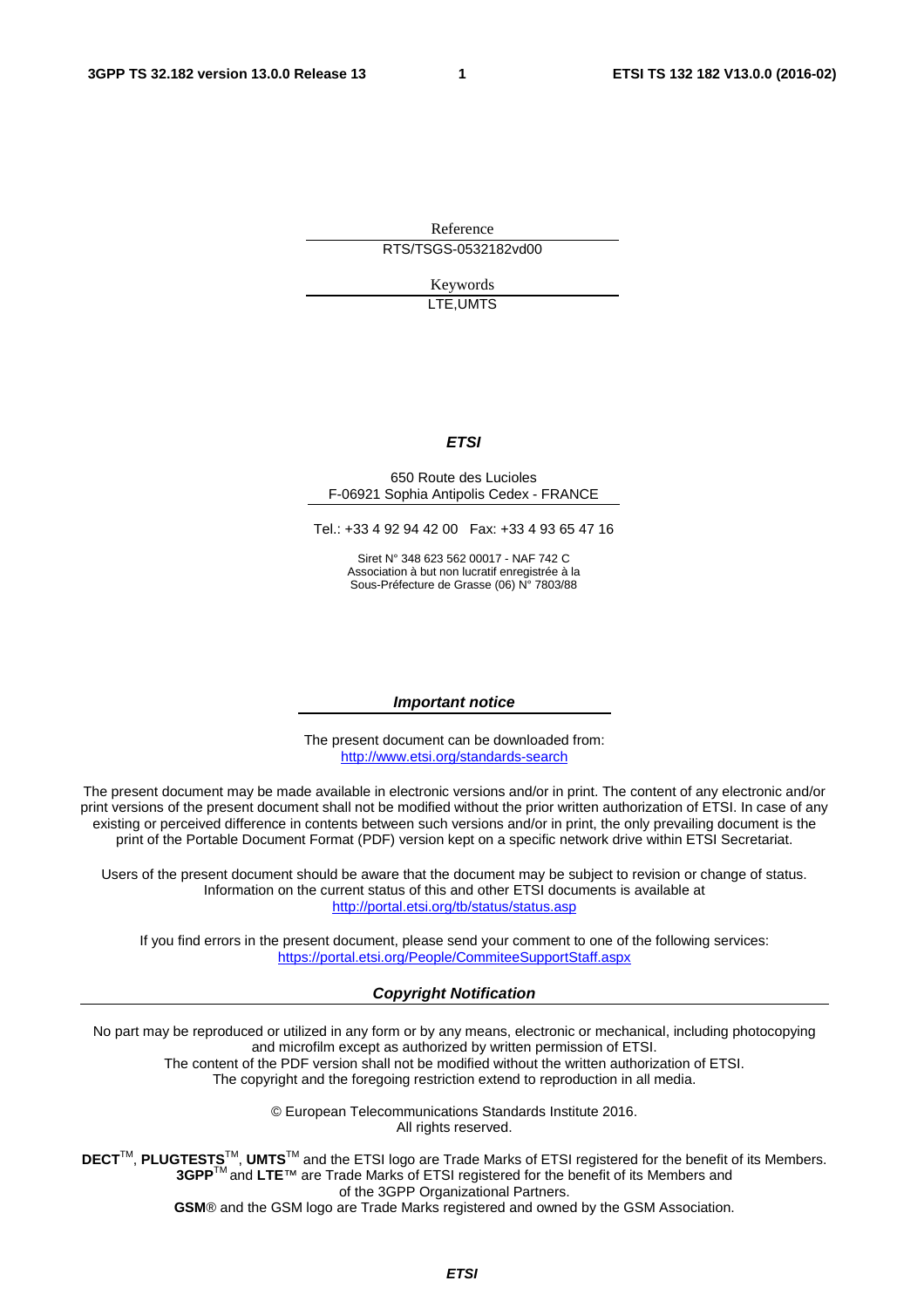Reference

RTS/TSGS-0532182vd00

Keywords

LTE,UMTS

***ETSI***

650 Route des Lucioles
F-06921 Sophia Antipolis Cedex - FRANCE

Tel.: +33 4 92 94 42 00 Fax: +33 4 93 65 47 16

Siret N° 348 623 562 00017 - NAF 742 C
Association à but non lucratif enregistrée à la
Sous-Préfecture de Grasse (06) N° 7803/88

***Important notice***

The present document can be downloaded from:
http://www.etsi.org/standards-search

The present document may be made available in electronic versions and/or in print. The content of any electronic and/or print versions of the present document shall not be modified without the prior written authorization of ETSI. In case of any existing or perceived difference in contents between such versions and/or in print, the only prevailing document is the print of the Portable Document Format (PDF) version kept on a specific network drive within ETSI Secretariat.

Users of the present document should be aware that the document may be subject to revision or change of status. Information on the current status of this and other ETSI documents is available at
http://portal.etsi.org/tb/status/status.asp

If you find errors in the present document, please send your comment to one of the following services:
https://portal.etsi.org/People/CommiteeSupportStaff.aspx

***Copyright Notification***

No part may be reproduced or utilized in any form or by any means, electronic or mechanical, including photocopying and microfilm except as authorized by written permission of ETSI.
The content of the PDF version shall not be modified without the written authorization of ETSI.
The copyright and the foregoing restriction extend to reproduction in all media.

© European Telecommunications Standards Institute 2016.
All rights reserved.

**DECT**™, **PLUGTESTS**™, **UMTS**™ and the ETSI logo are Trade Marks of ETSI registered for the benefit of its Members.
**3GPP**™ and **LTE**™ are Trade Marks of ETSI registered for the benefit of its Members and of the 3GPP Organizational Partners.
**GSM**® and the GSM logo are Trade Marks registered and owned by the GSM Association.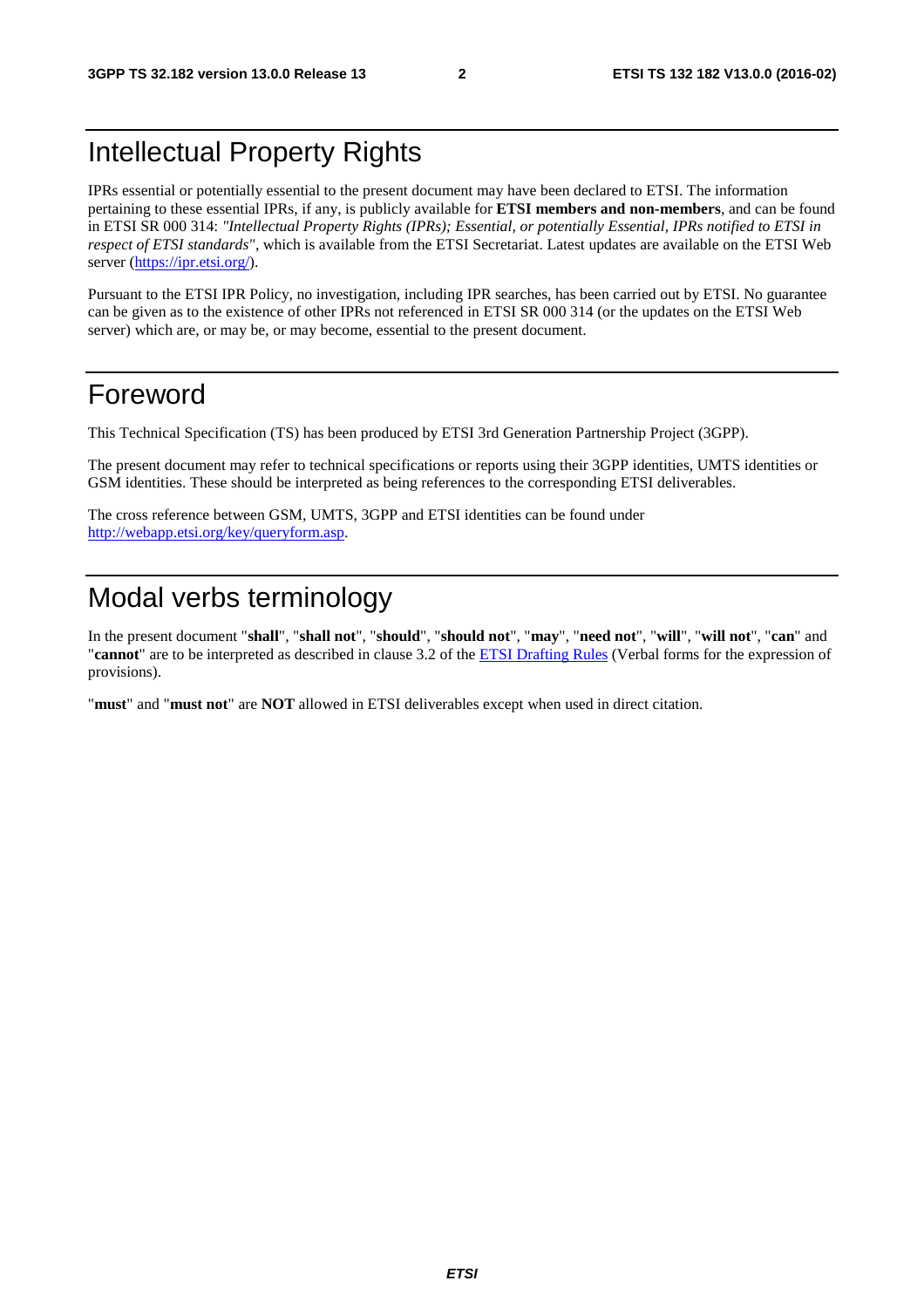# Intellectual Property Rights

IPRs essential or potentially essential to the present document may have been declared to ETSI. The information pertaining to these essential IPRs, if any, is publicly available for **ETSI members and non-members**, and can be found in ETSI SR 000 314: *"Intellectual Property Rights (IPRs); Essential, or potentially Essential, IPRs notified to ETSI in respect of ETSI standards"*, which is available from the ETSI Secretariat. Latest updates are available on the ETSI Web server (https://ipr.etsi.org/).

Pursuant to the ETSI IPR Policy, no investigation, including IPR searches, has been carried out by ETSI. No guarantee can be given as to the existence of other IPRs not referenced in ETSI SR 000 314 (or the updates on the ETSI Web server) which are, or may be, or may become, essential to the present document.

# Foreword

This Technical Specification (TS) has been produced by ETSI 3rd Generation Partnership Project (3GPP).

The present document may refer to technical specifications or reports using their 3GPP identities, UMTS identities or GSM identities. These should be interpreted as being references to the corresponding ETSI deliverables.

The cross reference between GSM, UMTS, 3GPP and ETSI identities can be found under http://webapp.etsi.org/key/queryform.asp.

# Modal verbs terminology

In the present document "**shall**", "**shall not**", "**should**", "**should not**", "**may**", "**need not**", "**will**", "**will not**", "**can**" and "**cannot**" are to be interpreted as described in clause 3.2 of the ETSI Drafting Rules (Verbal forms for the expression of provisions).

"**must**" and "**must not**" are **NOT** allowed in ETSI deliverables except when used in direct citation.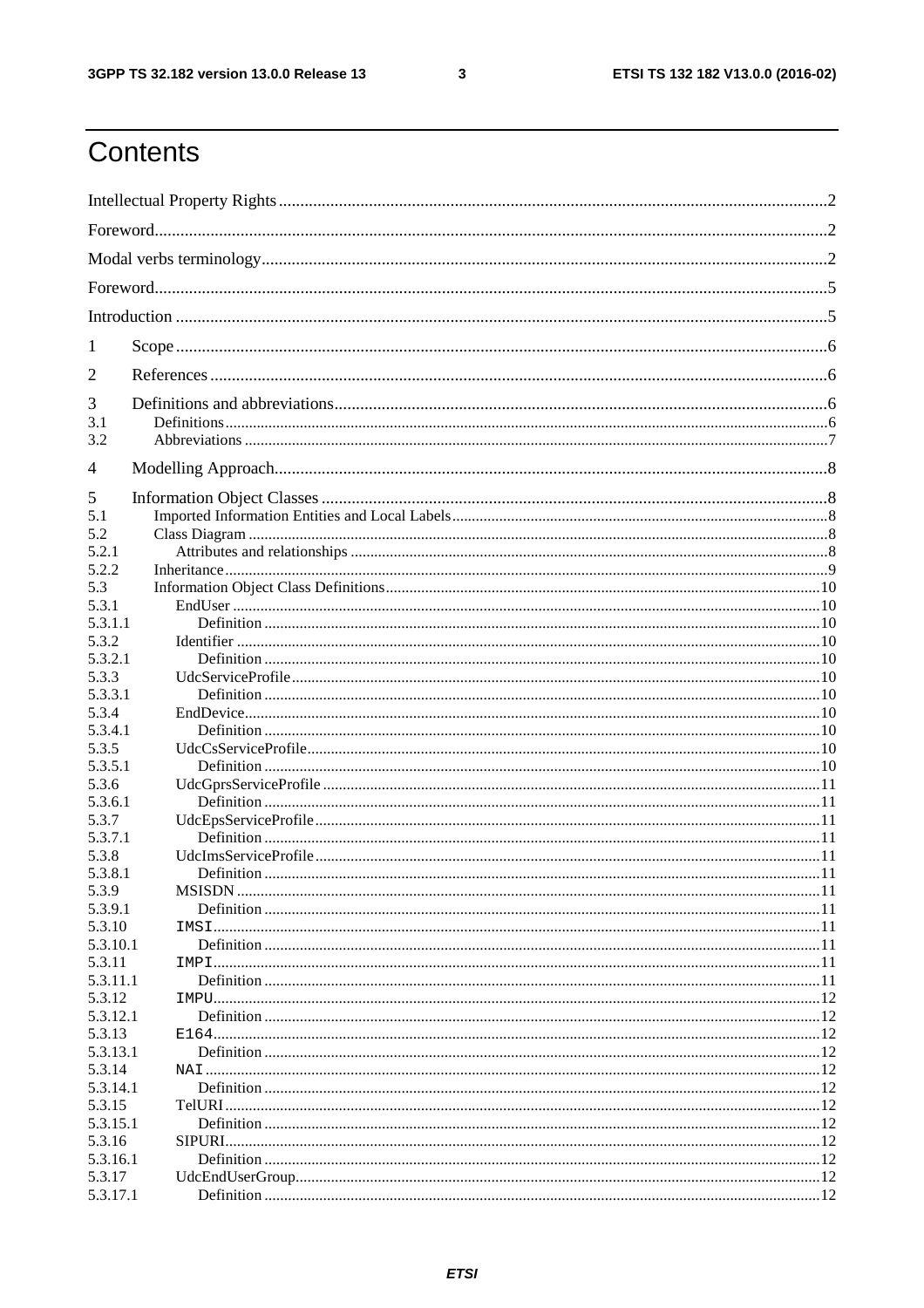# Contents

Intellectual Property Rights ..... 2

Foreword ..... 2

Modal verbs terminology ..... 2

Foreword ..... 5

Introduction ..... 5

1 Scope ..... 6

2 References ..... 6

3 Definitions and abbreviations ..... 6

3.1 Definitions ..... 6

3.2 Abbreviations ..... 7

4 Modelling Approach ..... 8

5 Information Object Classes ..... 8

5.1 Imported Information Entities and Local Labels ..... 8

5.2 Class Diagram ..... 8

5.2.1 Attributes and relationships ..... 8

5.2.2 Inheritance ..... 9

5.3 Information Object Class Definitions ..... 10

5.3.1 EndUser ..... 10

5.3.1.1 Definition ..... 10

5.3.2 Identifier ..... 10

5.3.2.1 Definition ..... 10

5.3.3 UdcServiceProfile ..... 10

5.3.3.1 Definition ..... 10

5.3.4 EndDevice ..... 10

5.3.4.1 Definition ..... 10

5.3.5 UdcCsServiceProfile ..... 10

5.3.5.1 Definition ..... 10

5.3.6 UdcGprsServiceProfile ..... 11

5.3.6.1 Definition ..... 11

5.3.7 UdcEpsServiceProfile ..... 11

5.3.7.1 Definition ..... 11

5.3.8 UdcImsServiceProfile ..... 11

5.3.8.1 Definition ..... 11

5.3.9 MSISDN ..... 11

5.3.9.1 Definition ..... 11

5.3.10 IMSI ..... 11

5.3.10.1 Definition ..... 11

5.3.11 IMPI ..... 11

5.3.11.1 Definition ..... 11

5.3.12 IMPU ..... 12

5.3.12.1 Definition ..... 12

5.3.13 E164 ..... 12

5.3.13.1 Definition ..... 12

5.3.14 NAI ..... 12

5.3.14.1 Definition ..... 12

5.3.15 TelURI ..... 12

5.3.15.1 Definition ..... 12

5.3.16 SIPURI ..... 12

5.3.16.1 Definition ..... 12

5.3.17 UdcEndUserGroup ..... 12

5.3.17.1 Definition ..... 12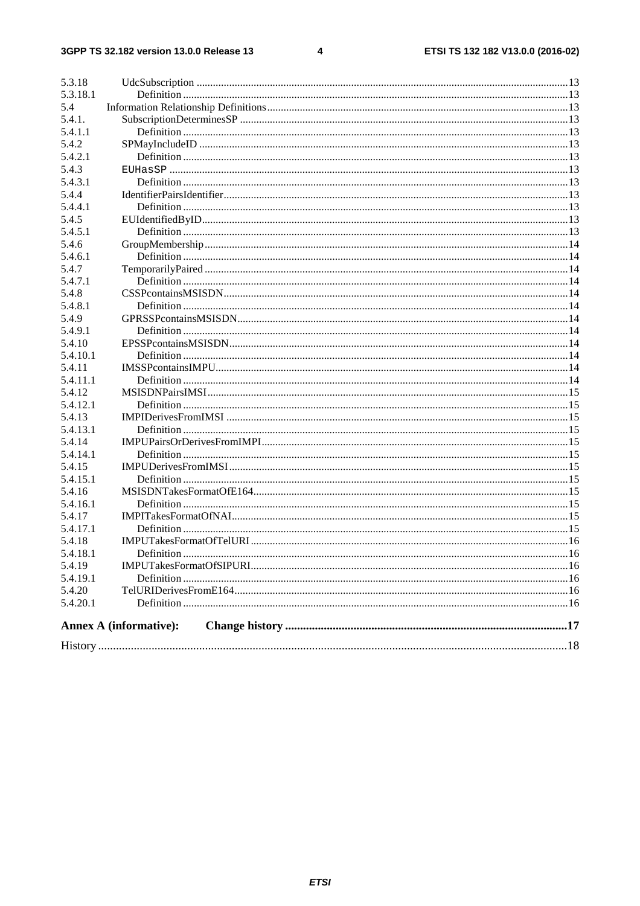5.3.18 UdcSubscription ....................................................................................................................................13
5.3.18.1 Definition ...........................................................................................................................................13
5.4 Information Relationship Definitions...........................................................................................................13
5.4.1. SubscriptionDeterminesSP ......................................................................................................................13
5.4.1.1 Definition ...........................................................................................................................................13
5.4.2 SPMayIncludeID .......................................................................................................................................13
5.4.2.1 Definition ...........................................................................................................................................13
5.4.3 EUHasSP ....................................................................................................................................................13
5.4.3.1 Definition ...........................................................................................................................................13
5.4.4 IdentifierPairsIdentifier...............................................................................................................................13
5.4.4.1 Definition ...........................................................................................................................................13
5.4.5 EUIdentifiedByID.......................................................................................................................................13
5.4.5.1 Definition ...........................................................................................................................................13
5.4.6 GroupMembership......................................................................................................................................14
5.4.6.1 Definition ...........................................................................................................................................14
5.4.7 TemporarilyPaired ......................................................................................................................................14
5.4.7.1 Definition ...........................................................................................................................................14
5.4.8 CSSPcontainsMSISDN...............................................................................................................................14
5.4.8.1 Definition ...........................................................................................................................................14
5.4.9 GPRSSPcontainsMSISDN..........................................................................................................................14
5.4.9.1 Definition ...........................................................................................................................................14
5.4.10 EPSSPcontainsMSISDN.............................................................................................................................14
5.4.10.1 Definition ...........................................................................................................................................14
5.4.11 IMSSPcontainsIMPU..................................................................................................................................14
5.4.11.1 Definition ...........................................................................................................................................14
5.4.12 MSISDNPairsIMSI......................................................................................................................................15
5.4.12.1 Definition ...........................................................................................................................................15
5.4.13 IMPIDerivesFromIMSI ..............................................................................................................................15
5.4.13.1 Definition ...........................................................................................................................................15
5.4.14 IMPUPairsOrDerivesFromIMPI.................................................................................................................15
5.4.14.1 Definition ...........................................................................................................................................15
5.4.15 IMPUDerivesFromIMSI.............................................................................................................................15
5.4.15.1 Definition ...........................................................................................................................................15
5.4.16 MSISDNTakesFormatOfE164....................................................................................................................15
5.4.16.1 Definition ...........................................................................................................................................15
5.4.17 IMPITakesFormatOfNAI............................................................................................................................15
5.4.17.1 Definition ...........................................................................................................................................15
5.4.18 IMPUTakesFormatOfTelURI.....................................................................................................................16
5.4.18.1 Definition ...........................................................................................................................................16
5.4.19 IMPUTakesFormatOfSIPURI.....................................................................................................................16
5.4.19.1 Definition ...........................................................................................................................................16
5.4.20 TelURIDerivesFromE164...........................................................................................................................16
5.4.20.1 Definition ...........................................................................................................................................16

**Annex A (informative): Change history ..............................................................................................17**

History ...............................................................................................................................................................18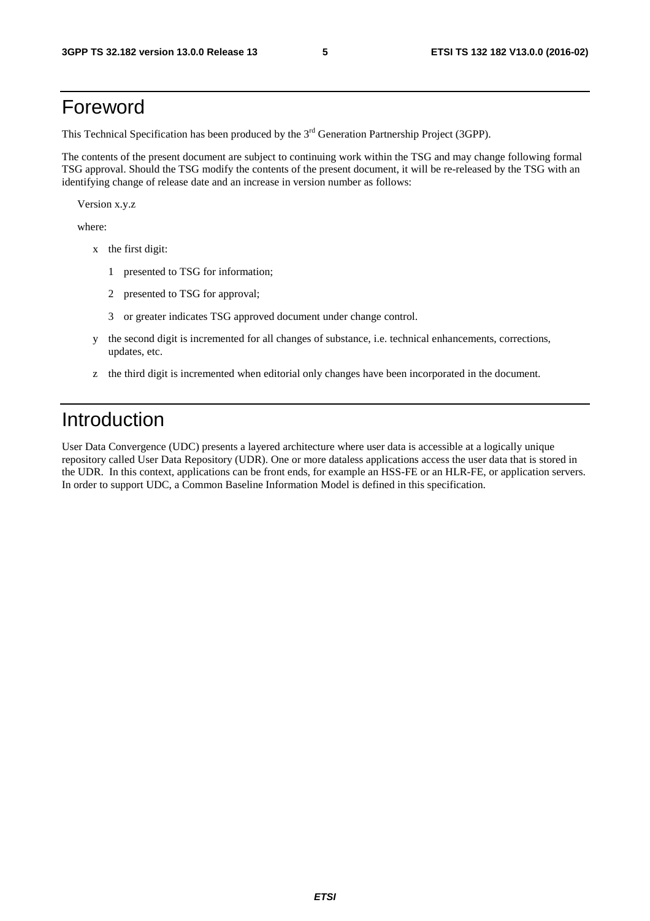# Foreword

This Technical Specification has been produced by the 3rd Generation Partnership Project (3GPP).

The contents of the present document are subject to continuing work within the TSG and may change following formal TSG approval. Should the TSG modify the contents of the present document, it will be re-released by the TSG with an identifying change of release date and an increase in version number as follows:

Version x.y.z

where:

- x the first digit:
  - 1 presented to TSG for information;
  - 2 presented to TSG for approval;
  - 3 or greater indicates TSG approved document under change control.
- y the second digit is incremented for all changes of substance, i.e. technical enhancements, corrections, updates, etc.
- z the third digit is incremented when editorial only changes have been incorporated in the document.

# Introduction

User Data Convergence (UDC) presents a layered architecture where user data is accessible at a logically unique repository called User Data Repository (UDR). One or more dataless applications access the user data that is stored in the UDR. In this context, applications can be front ends, for example an HSS-FE or an HLR-FE, or application servers. In order to support UDC, a Common Baseline Information Model is defined in this specification.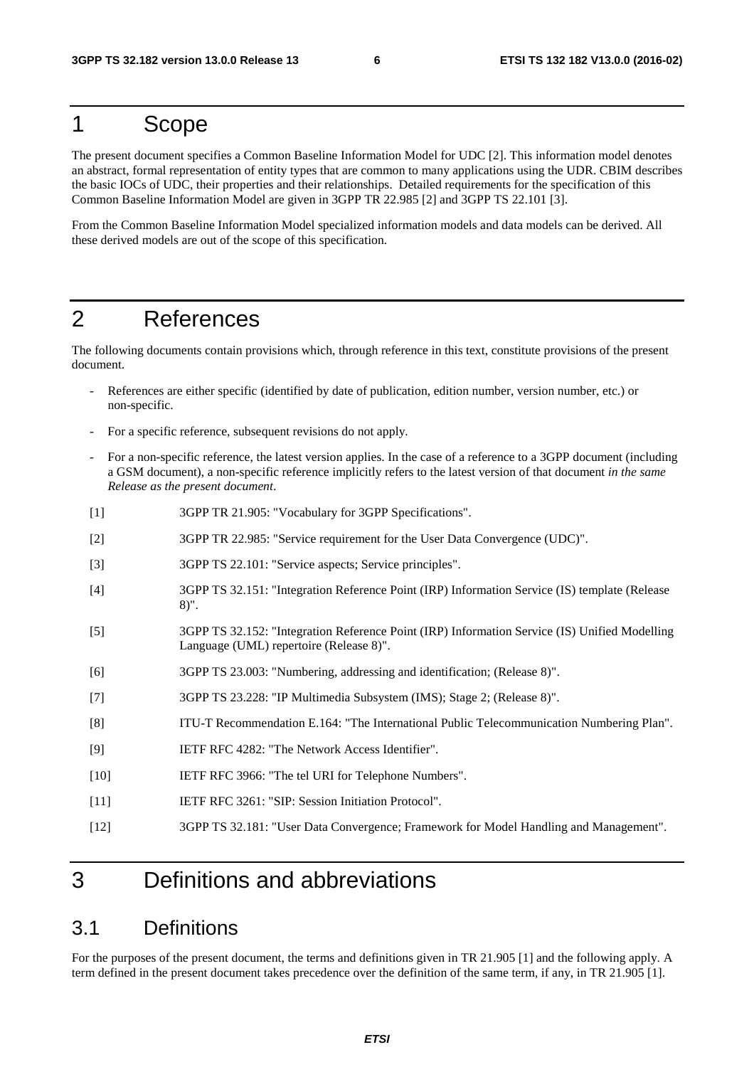# 1 Scope

The present document specifies a Common Baseline Information Model for UDC [2]. This information model denotes an abstract, formal representation of entity types that are common to many applications using the UDR. CBIM describes the basic IOCs of UDC, their properties and their relationships. Detailed requirements for the specification of this Common Baseline Information Model are given in 3GPP TR 22.985 [2] and 3GPP TS 22.101 [3].

From the Common Baseline Information Model specialized information models and data models can be derived. All these derived models are out of the scope of this specification.

# 2 References

The following documents contain provisions which, through reference in this text, constitute provisions of the present document.

- References are either specific (identified by date of publication, edition number, version number, etc.) or non-specific.
- For a specific reference, subsequent revisions do not apply.
- For a non-specific reference, the latest version applies. In the case of a reference to a 3GPP document (including a GSM document), a non-specific reference implicitly refers to the latest version of that document *in the same Release as the present document*.

[1] 3GPP TR 21.905: "Vocabulary for 3GPP Specifications".

[2] 3GPP TR 22.985: "Service requirement for the User Data Convergence (UDC)".

[3] 3GPP TS 22.101: "Service aspects; Service principles".

[4] 3GPP TS 32.151: "Integration Reference Point (IRP) Information Service (IS) template (Release 8)".

[5] 3GPP TS 32.152: "Integration Reference Point (IRP) Information Service (IS) Unified Modelling Language (UML) repertoire (Release 8)".

[6] 3GPP TS 23.003: "Numbering, addressing and identification; (Release 8)".

[7] 3GPP TS 23.228: "IP Multimedia Subsystem (IMS); Stage 2; (Release 8)".

[8] ITU-T Recommendation E.164: "The International Public Telecommunication Numbering Plan".

[9] IETF RFC 4282: "The Network Access Identifier".

[10] IETF RFC 3966: "The tel URI for Telephone Numbers".

[11] IETF RFC 3261: "SIP: Session Initiation Protocol".

[12] 3GPP TS 32.181: "User Data Convergence; Framework for Model Handling and Management".

# 3 Definitions and abbreviations

## 3.1 Definitions

For the purposes of the present document, the terms and definitions given in TR 21.905 [1] and the following apply. A term defined in the present document takes precedence over the definition of the same term, if any, in TR 21.905 [1].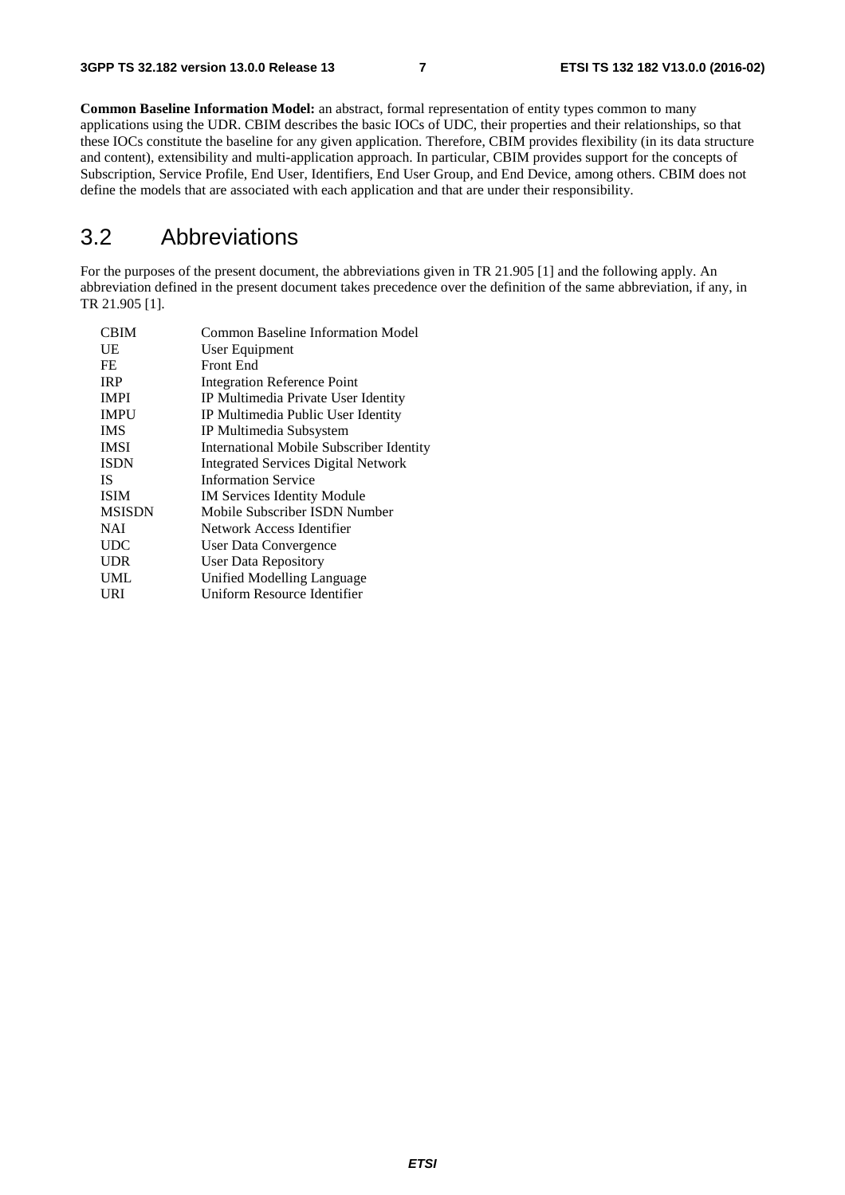**Common Baseline Information Model:** an abstract, formal representation of entity types common to many applications using the UDR. CBIM describes the basic IOCs of UDC, their properties and their relationships, so that these IOCs constitute the baseline for any given application. Therefore, CBIM provides flexibility (in its data structure and content), extensibility and multi-application approach. In particular, CBIM provides support for the concepts of Subscription, Service Profile, End User, Identifiers, End User Group, and End Device, among others. CBIM does not define the models that are associated with each application and that are under their responsibility.

## 3.2 Abbreviations

For the purposes of the present document, the abbreviations given in TR 21.905 [1] and the following apply. An abbreviation defined in the present document takes precedence over the definition of the same abbreviation, if any, in TR 21.905 [1].

| | |
|---|---|
| CBIM | Common Baseline Information Model |
| UE | User Equipment |
| FE | Front End |
| IRP | Integration Reference Point |
| IMPI | IP Multimedia Private User Identity |
| IMPU | IP Multimedia Public User Identity |
| IMS | IP Multimedia Subsystem |
| IMSI | International Mobile Subscriber Identity |
| ISDN | Integrated Services Digital Network |
| IS | Information Service |
| ISIM | IM Services Identity Module |
| MSISDN | Mobile Subscriber ISDN Number |
| NAI | Network Access Identifier |
| UDC | User Data Convergence |
| UDR | User Data Repository |
| UML | Unified Modelling Language |
| URI | Uniform Resource Identifier |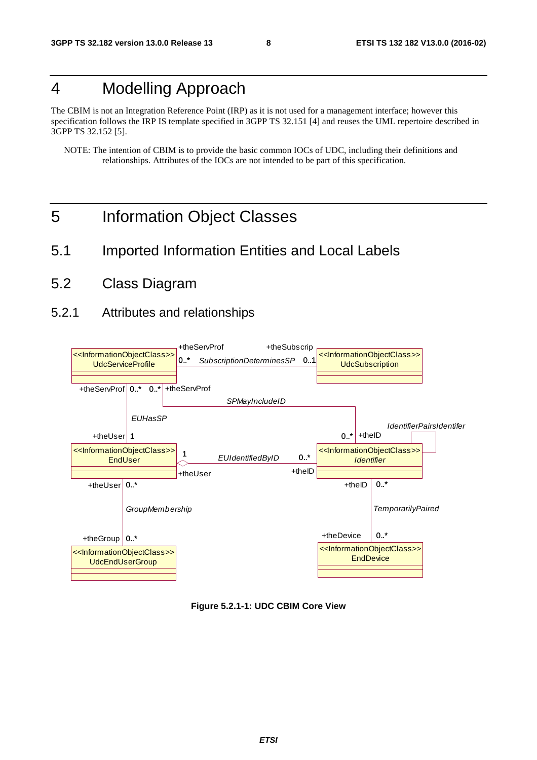# 4 Modelling Approach

The CBIM is not an Integration Reference Point (IRP) as it is not used for a management interface; however this specification follows the IRP IS template specified in 3GPP TS 32.151 [4] and reuses the UML repertoire described in 3GPP TS 32.152 [5].

NOTE: The intention of CBIM is to provide the basic common IOCs of UDC, including their definitions and relationships. Attributes of the IOCs are not intended to be part of this specification.

# 5 Information Object Classes

## 5.1 Imported Information Entities and Local Labels

## 5.2 Class Diagram

### 5.2.1 Attributes and relationships

**Figure 5.2.1-1: UDC CBIM Core View**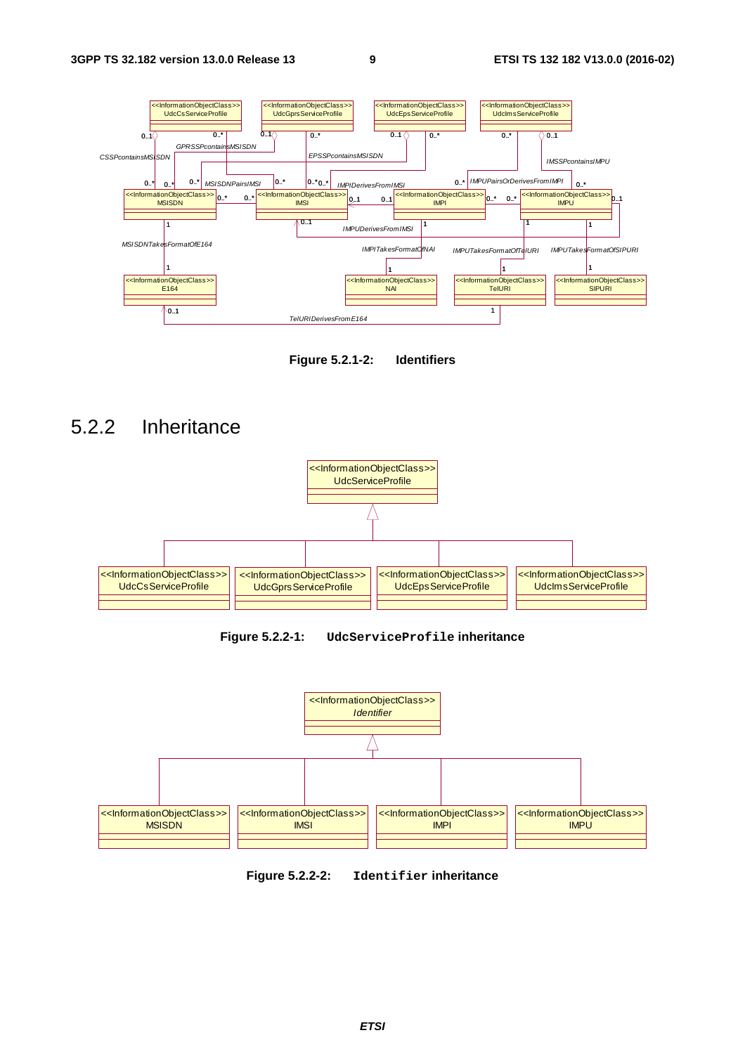**Figure 5.2.1-2: Identifiers**

## 5.2.2 Inheritance

**Figure 5.2.2-1: `UdcServiceProfile` inheritance**

**Figure 5.2.2-2: `Identifier` inheritance**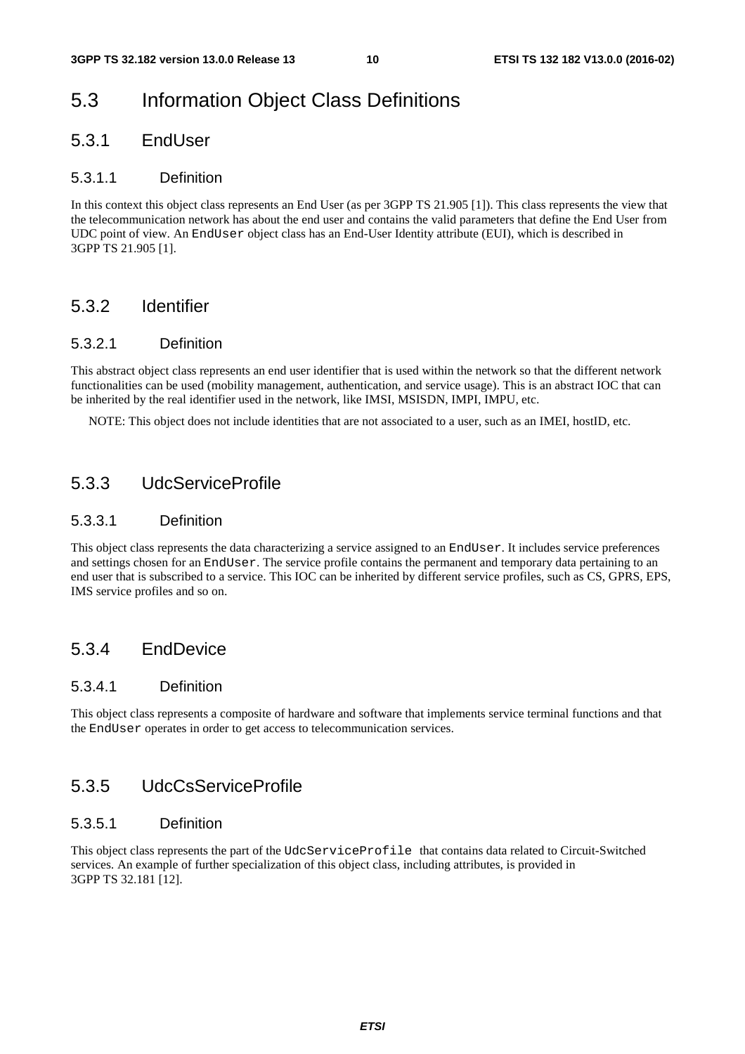## 5.3 Information Object Class Definitions

### 5.3.1 EndUser

#### 5.3.1.1 Definition

In this context this object class represents an End User (as per 3GPP TS 21.905 [1]). This class represents the view that the telecommunication network has about the end user and contains the valid parameters that define the End User from UDC point of view. An `EndUser` object class has an End-User Identity attribute (EUI), which is described in 3GPP TS 21.905 [1].

### 5.3.2 Identifier

#### 5.3.2.1 Definition

This abstract object class represents an end user identifier that is used within the network so that the different network functionalities can be used (mobility management, authentication, and service usage). This is an abstract IOC that can be inherited by the real identifier used in the network, like IMSI, MSISDN, IMPI, IMPU, etc.

NOTE: This object does not include identities that are not associated to a user, such as an IMEI, hostID, etc.

### 5.3.3 UdcServiceProfile

#### 5.3.3.1 Definition

This object class represents the data characterizing a service assigned to an `EndUser`. It includes service preferences and settings chosen for an `EndUser`. The service profile contains the permanent and temporary data pertaining to an end user that is subscribed to a service. This IOC can be inherited by different service profiles, such as CS, GPRS, EPS, IMS service profiles and so on.

### 5.3.4 EndDevice

#### 5.3.4.1 Definition

This object class represents a composite of hardware and software that implements service terminal functions and that the `EndUser` operates in order to get access to telecommunication services.

### 5.3.5 UdcCsServiceProfile

#### 5.3.5.1 Definition

This object class represents the part of the `UdcServiceProfile` that contains data related to Circuit-Switched services. An example of further specialization of this object class, including attributes, is provided in 3GPP TS 32.181 [12].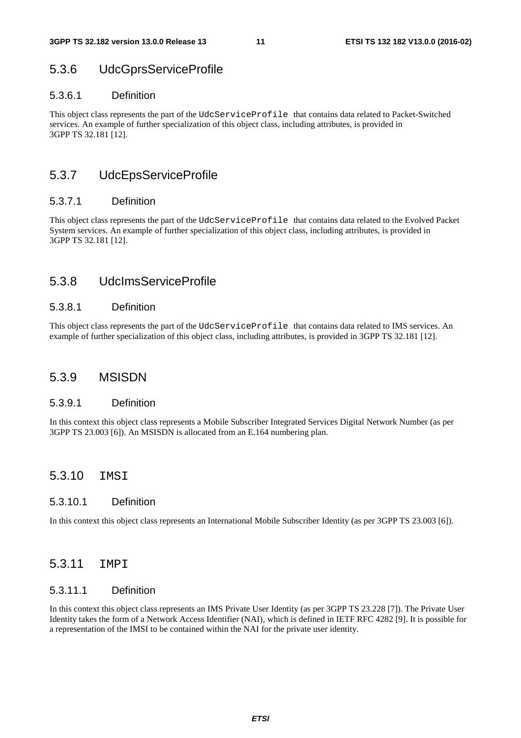### 5.3.6 UdcGprsServiceProfile

#### 5.3.6.1 Definition

This object class represents the part of the `UdcServiceProfile` that contains data related to Packet-Switched services. An example of further specialization of this object class, including attributes, is provided in 3GPP TS 32.181 [12].

### 5.3.7 UdcEpsServiceProfile

#### 5.3.7.1 Definition

This object class represents the part of the `UdcServiceProfile` that contains data related to the Evolved Packet System services. An example of further specialization of this object class, including attributes, is provided in 3GPP TS 32.181 [12].

### 5.3.8 UdcImsServiceProfile

#### 5.3.8.1 Definition

This object class represents the part of the `UdcServiceProfile` that contains data related to IMS services. An example of further specialization of this object class, including attributes, is provided in 3GPP TS 32.181 [12].

### 5.3.9 MSISDN

#### 5.3.9.1 Definition

In this context this object class represents a Mobile Subscriber Integrated Services Digital Network Number (as per 3GPP TS 23.003 [6]). An MSISDN is allocated from an E.164 numbering plan.

### 5.3.10 `IMSI`

#### 5.3.10.1 Definition

In this context this object class represents an International Mobile Subscriber Identity (as per 3GPP TS 23.003 [6]).

### 5.3.11 `IMPI`

#### 5.3.11.1 Definition

In this context this object class represents an IMS Private User Identity (as per 3GPP TS 23.228 [7]). The Private User Identity takes the form of a Network Access Identifier (NAI), which is defined in IETF RFC 4282 [9]. It is possible for a representation of the IMSI to be contained within the NAI for the private user identity.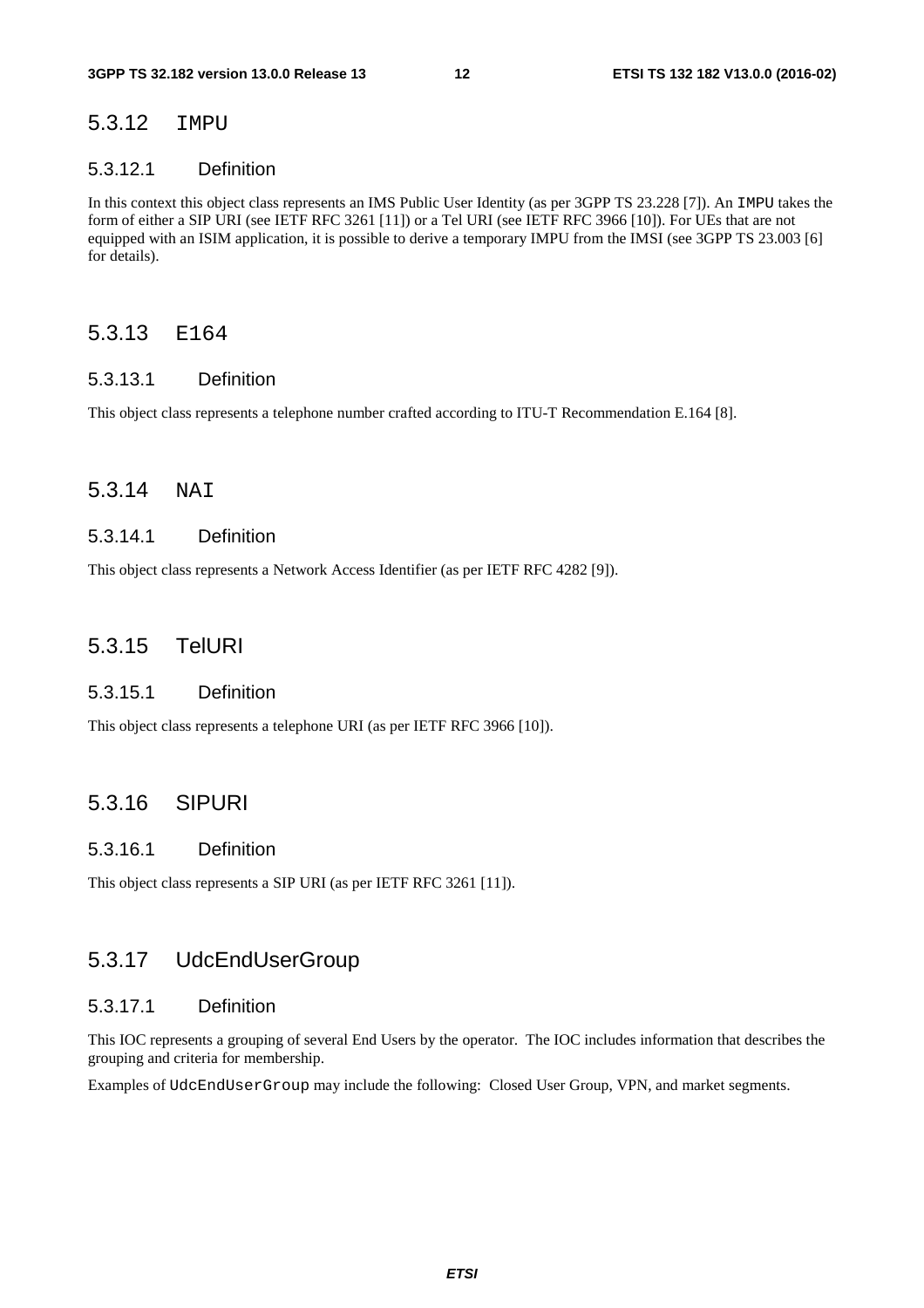### 5.3.12 IMPU

#### 5.3.12.1 Definition

In this context this object class represents an IMS Public User Identity (as per 3GPP TS 23.228 [7]). An IMPU takes the form of either a SIP URI (see IETF RFC 3261 [11]) or a Tel URI (see IETF RFC 3966 [10]). For UEs that are not equipped with an ISIM application, it is possible to derive a temporary IMPU from the IMSI (see 3GPP TS 23.003 [6] for details).

### 5.3.13 E164

#### 5.3.13.1 Definition

This object class represents a telephone number crafted according to ITU-T Recommendation E.164 [8].

### 5.3.14 NAI

#### 5.3.14.1 Definition

This object class represents a Network Access Identifier (as per IETF RFC 4282 [9]).

### 5.3.15 TelURI

#### 5.3.15.1 Definition

This object class represents a telephone URI (as per IETF RFC 3966 [10]).

### 5.3.16 SIPURI

#### 5.3.16.1 Definition

This object class represents a SIP URI (as per IETF RFC 3261 [11]).

### 5.3.17 UdcEndUserGroup

#### 5.3.17.1 Definition

This IOC represents a grouping of several End Users by the operator. The IOC includes information that describes the grouping and criteria for membership.

Examples of UdcEndUserGroup may include the following: Closed User Group, VPN, and market segments.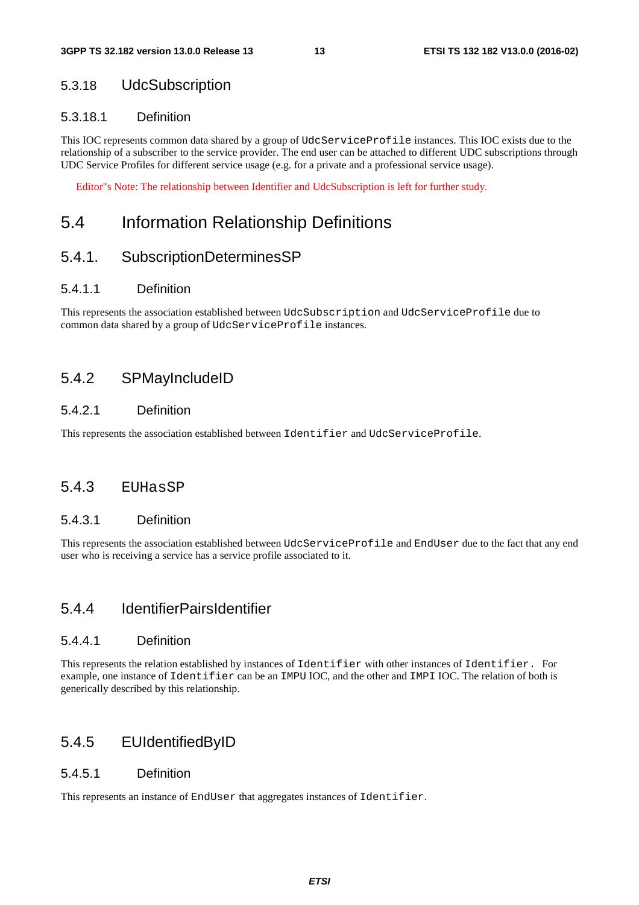### 5.3.18 UdcSubscription

#### 5.3.18.1 Definition

This IOC represents common data shared by a group of `UdcServiceProfile` instances. This IOC exists due to the relationship of a subscriber to the service provider. The end user can be attached to different UDC subscriptions through UDC Service Profiles for different service usage (e.g. for a private and a professional service usage).

Editor"s Note: The relationship between Identifier and UdcSubscription is left for further study.

## 5.4 Information Relationship Definitions

### 5.4.1. SubscriptionDeterminesSP

#### 5.4.1.1 Definition

This represents the association established between `UdcSubscription` and `UdcServiceProfile` due to common data shared by a group of `UdcServiceProfile` instances.

### 5.4.2 SPMayIncludeID

#### 5.4.2.1 Definition

This represents the association established between `Identifier` and `UdcServiceProfile`.

### 5.4.3 EUHasSP

#### 5.4.3.1 Definition

This represents the association established between `UdcServiceProfile` and `EndUser` due to the fact that any end user who is receiving a service has a service profile associated to it.

### 5.4.4 IdentifierPairsIdentifier

#### 5.4.4.1 Definition

This represents the relation established by instances of `Identifier` with other instances of `Identifier.` For example, one instance of `Identifier` can be an `IMPU` IOC, and the other and `IMPI` IOC. The relation of both is generically described by this relationship.

### 5.4.5 EUIdentifiedByID

#### 5.4.5.1 Definition

This represents an instance of `EndUser` that aggregates instances of `Identifier`.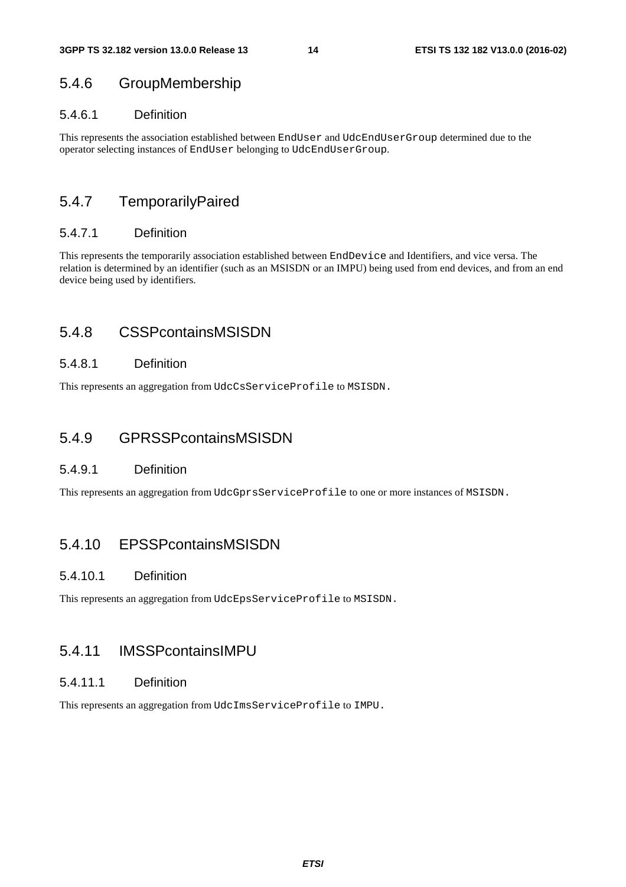### 5.4.6 GroupMembership

#### 5.4.6.1 Definition

This represents the association established between `EndUser` and `UdcEndUserGroup` determined due to the operator selecting instances of `EndUser` belonging to `UdcEndUserGroup`.

### 5.4.7 TemporarilyPaired

#### 5.4.7.1 Definition

This represents the temporarily association established between `EndDevice` and Identifiers, and vice versa. The relation is determined by an identifier (such as an MSISDN or an IMPU) being used from end devices, and from an end device being used by identifiers.

### 5.4.8 CSSPcontainsMSISDN

#### 5.4.8.1 Definition

This represents an aggregation from `UdcCsServiceProfile` to `MSISDN.`

### 5.4.9 GPRSSPcontainsMSISDN

#### 5.4.9.1 Definition

This represents an aggregation from `UdcGprsServiceProfile` to one or more instances of `MSISDN.`

### 5.4.10 EPSSPcontainsMSISDN

#### 5.4.10.1 Definition

This represents an aggregation from `UdcEpsServiceProfile` to `MSISDN.`

### 5.4.11 IMSSPcontainsIMPU

#### 5.4.11.1 Definition

This represents an aggregation from `UdcImsServiceProfile` to `IMPU.`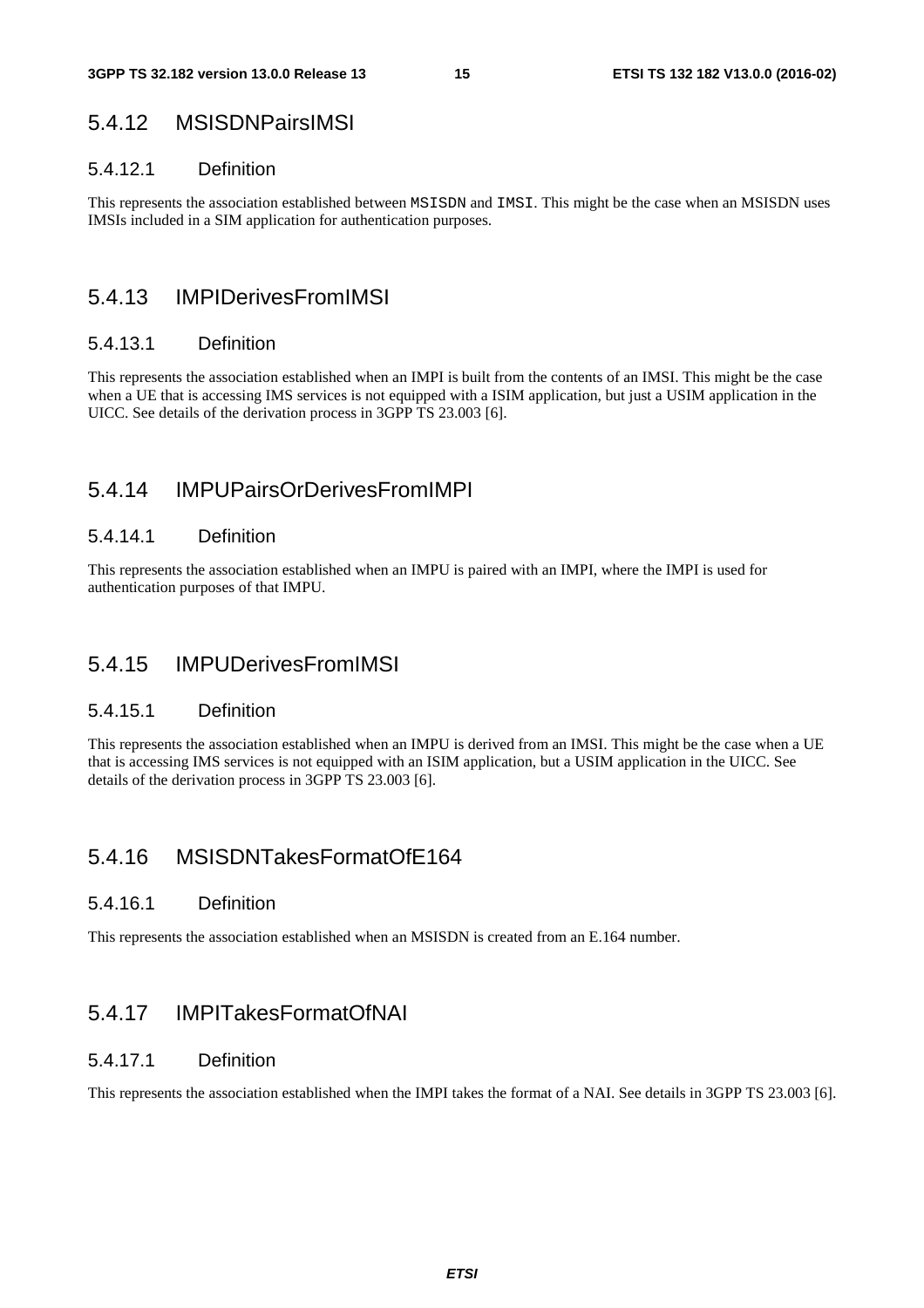### 5.4.12 MSISDNPairsIMSI

#### 5.4.12.1 Definition

This represents the association established between `MSISDN` and `IMSI`. This might be the case when an MSISDN uses IMSIs included in a SIM application for authentication purposes.

### 5.4.13 IMPIDerivesFromIMSI

#### 5.4.13.1 Definition

This represents the association established when an IMPI is built from the contents of an IMSI. This might be the case when a UE that is accessing IMS services is not equipped with a ISIM application, but just a USIM application in the UICC. See details of the derivation process in 3GPP TS 23.003 [6].

### 5.4.14 IMPUPairsOrDerivesFromIMPI

#### 5.4.14.1 Definition

This represents the association established when an IMPU is paired with an IMPI, where the IMPI is used for authentication purposes of that IMPU.

### 5.4.15 IMPUDerivesFromIMSI

#### 5.4.15.1 Definition

This represents the association established when an IMPU is derived from an IMSI. This might be the case when a UE that is accessing IMS services is not equipped with an ISIM application, but a USIM application in the UICC. See details of the derivation process in 3GPP TS 23.003 [6].

### 5.4.16 MSISDNTakesFormatOfE164

#### 5.4.16.1 Definition

This represents the association established when an MSISDN is created from an E.164 number.

### 5.4.17 IMPITakesFormatOfNAI

#### 5.4.17.1 Definition

This represents the association established when the IMPI takes the format of a NAI. See details in 3GPP TS 23.003 [6].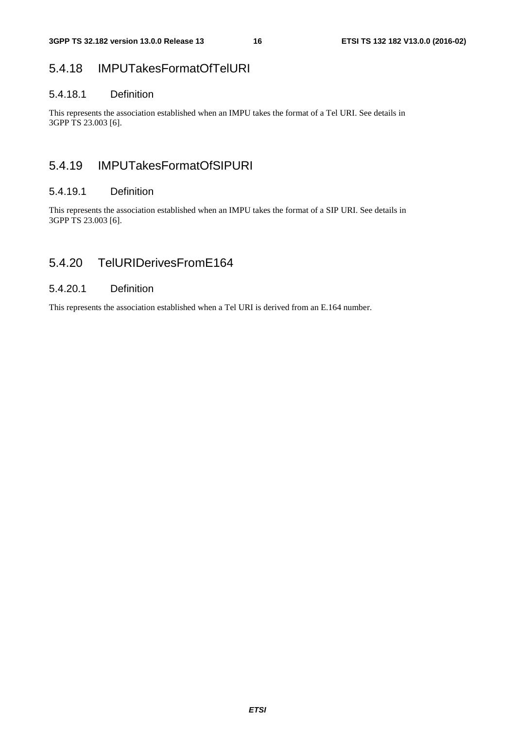### 5.4.18 IMPUTakesFormatOfTelURI

#### 5.4.18.1 Definition

This represents the association established when an IMPU takes the format of a Tel URI. See details in 3GPP TS 23.003 [6].

### 5.4.19 IMPUTakesFormatOfSIPURI

#### 5.4.19.1 Definition

This represents the association established when an IMPU takes the format of a SIP URI. See details in 3GPP TS 23.003 [6].

### 5.4.20 TelURIDerivesFromE164

#### 5.4.20.1 Definition

This represents the association established when a Tel URI is derived from an E.164 number.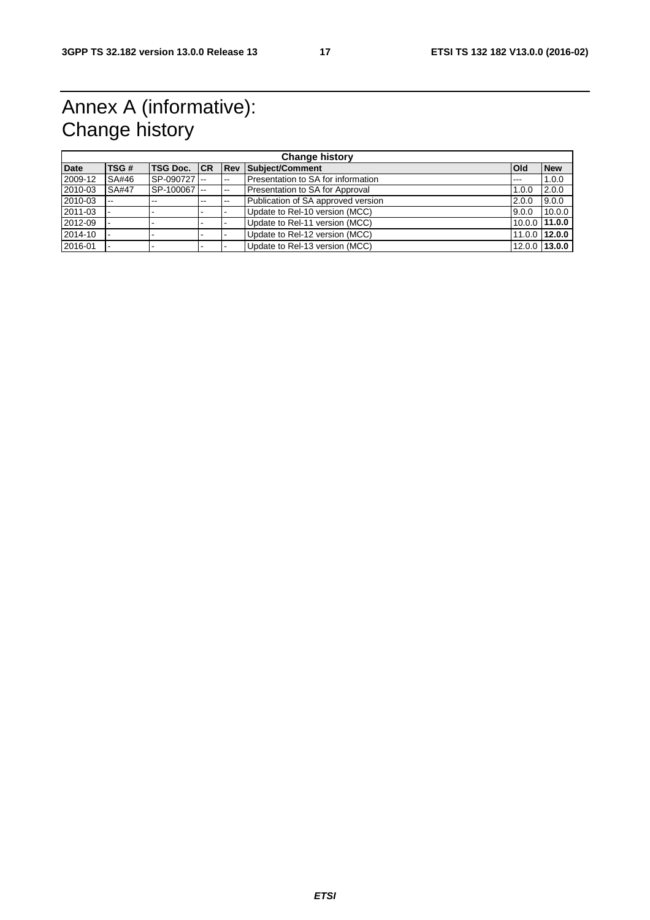# Annex A (informative): Change history

| Change history | | | | | | | |
|---|---|---|---|---|---|---|---|
| **Date** | **TSG #** | **TSG Doc.** | **CR** | **Rev** | **Subject/Comment** | **Old** | **New** |
| 2009-12 | SA#46 | SP-090727 | -- | -- | Presentation to SA for information | --- | 1.0.0 |
| 2010-03 | SA#47 | SP-100067 | -- | -- | Presentation to SA for Approval | 1.0.0 | 2.0.0 |
| 2010-03 | -- | -- | -- | -- | Publication of SA approved version | 2.0.0 | 9.0.0 |
| 2011-03 | - | - | - | - | Update to Rel-10 version (MCC) | 9.0.0 | 10.0.0 |
| 2012-09 | - | - | - | - | Update to Rel-11 version (MCC) | 10.0.0 | **11.0.0** |
| 2014-10 | - | - | - | - | Update to Rel-12 version (MCC) | 11.0.0 | **12.0.0** |
| 2016-01 | - | - | - | - | Update to Rel-13 version (MCC) | 12.0.0 | **13.0.0** |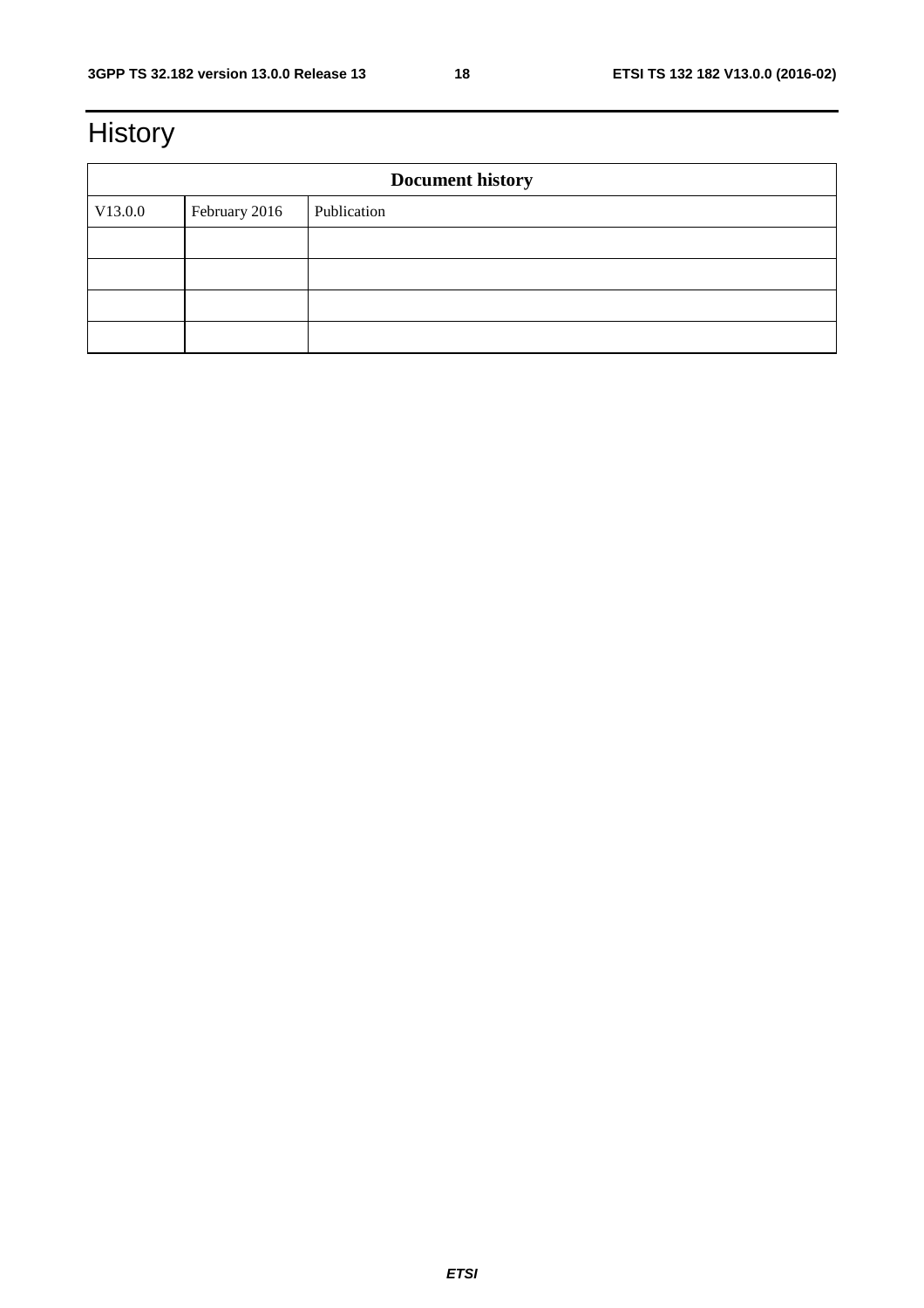# History

| Document history | | |
|---|---|---|
| V13.0.0 | February 2016 | Publication |
| | | |
| | | |
| | | |
| | | |